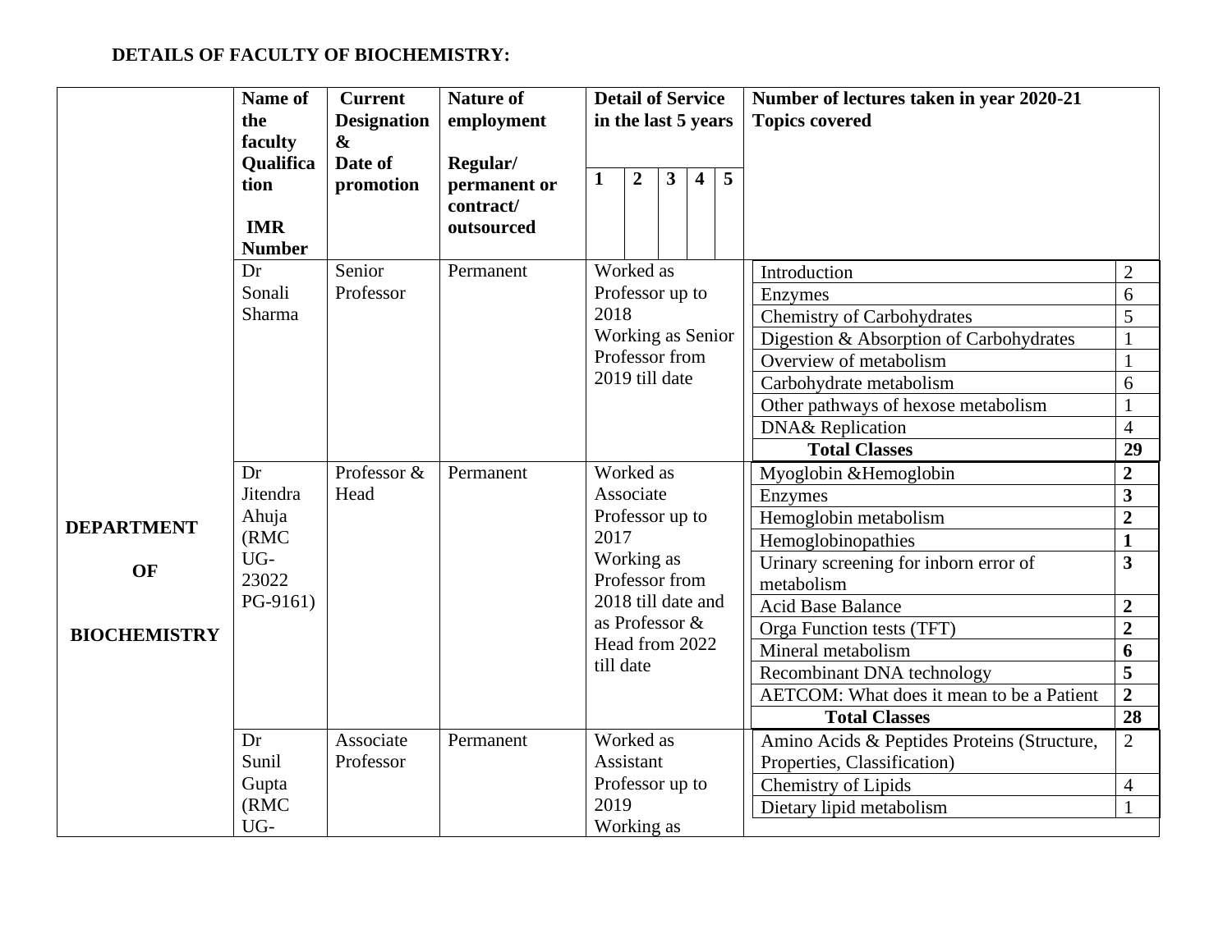**DETAILS OF FACULTY OF BIOCHEMISTRY:**

| | Name of the faculty Qualification IMR Number | Current Designation & Date of promotion | Nature of employment Regular/ permanent or contract/ outsourced | Detail of Service in the last 5 years 1 2 3 4 5 | Number of lectures taken in year 2020-21 Topics covered | |
|---|---|---|---|---|---|---|
| DEPARTMENT OF BIOCHEMISTRY | Dr Sonali Sharma | Senior Professor | Permanent | Worked as Professor up to 2018 Working as Senior Professor from 2019 till date | Introduction | 2 |
| | | | | | Enzymes | 6 |
| | | | | | Chemistry of Carbohydrates | 5 |
| | | | | | Digestion & Absorption of Carbohydrates | 1 |
| | | | | | Overview of metabolism | 1 |
| | | | | | Carbohydrate metabolism | 6 |
| | | | | | Other pathways of hexose metabolism | 1 |
| | | | | | DNA& Replication | 4 |
| | | | | | **Total Classes** | **29** |
| | Dr Jitendra Ahuja (RMC UG-23022 PG-9161) | Professor & Head | Permanent | Worked as Associate Professor up to 2017 Working as Professor from 2018 till date and as Professor & Head from 2022 till date | Myoglobin &Hemoglobin | **2** |
| | | | | | Enzymes | **3** |
| | | | | | Hemoglobin metabolism | **2** |
| | | | | | Hemoglobinopathies | **1** |
| | | | | | Urinary screening for inborn error of metabolism | **3** |
| | | | | | Acid Base Balance | **2** |
| | | | | | Orga Function tests (TFT) | **2** |
| | | | | | Mineral metabolism | **6** |
| | | | | | Recombinant DNA technology | **5** |
| | | | | | AETCOM: What does it mean to be a Patient | **2** |
| | | | | | **Total Classes** | **28** |
| | Dr Sunil Gupta (RMC UG- | Associate Professor | Permanent | Worked as Assistant Professor up to 2019 Working as | Amino Acids & Peptides Proteins (Structure, Properties, Classification) | 2 |
| | | | | | Chemistry of Lipids | 4 |
| | | | | | Dietary lipid metabolism | 1 |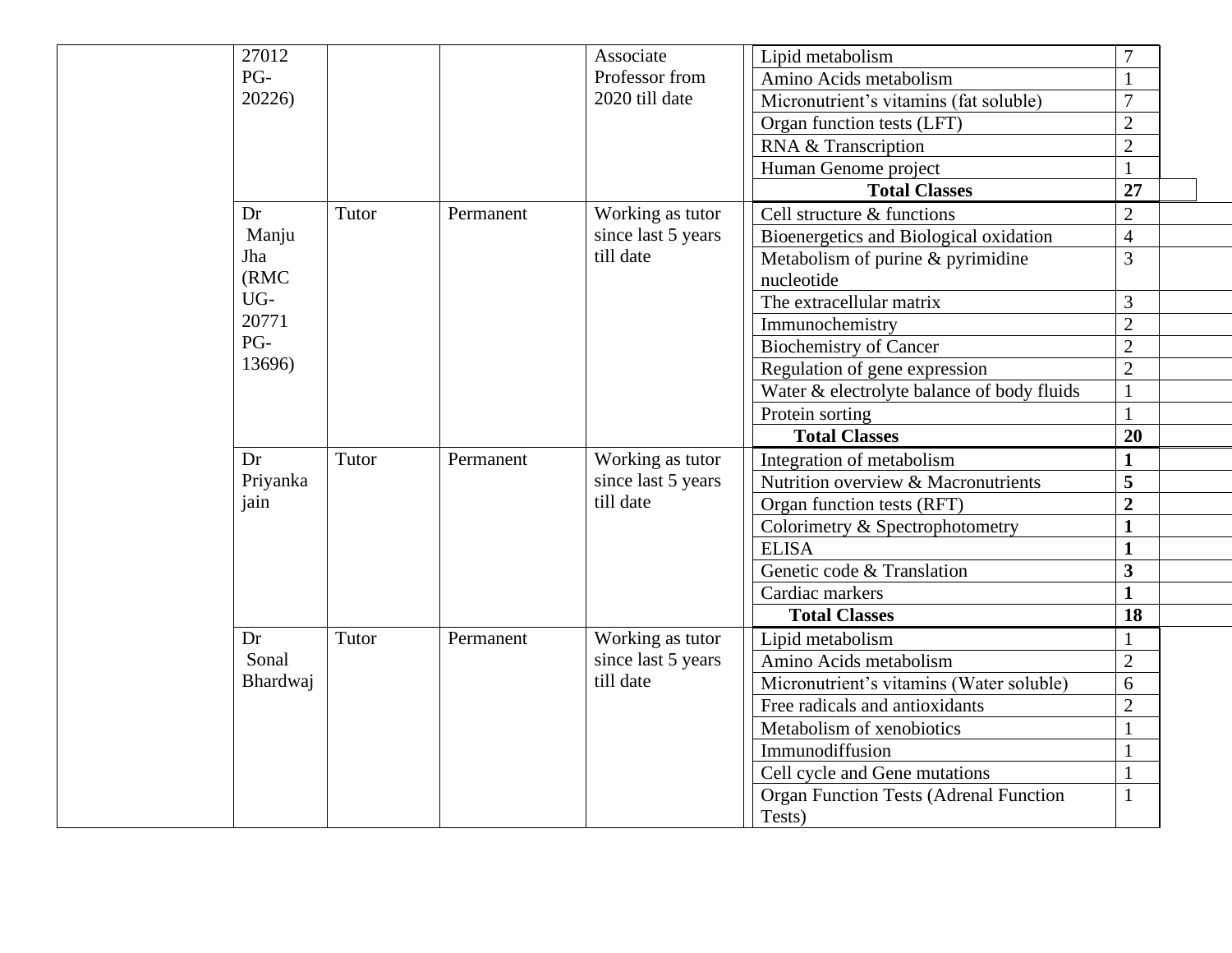| | | | | | | | |
|---|---|---|---|---|---|---|---|
| | 27012 PG-20226) | | | Associate Professor from 2020 till date | | Lipid metabolism | 7 |
| | | | | | | Amino Acids metabolism | 1 |
| | | | | | | Micronutrient's vitamins (fat soluble) | 7 |
| | | | | | | Organ function tests (LFT) | 2 |
| | | | | | | RNA & Transcription | 2 |
| | | | | | | Human Genome project | 1 |
| | | | | | | **Total Classes** | **27** |
| | Dr Manju Jha (RMC UG-20771 PG-13696) | Tutor | Permanent | Working as tutor since last 5 years till date | | Cell structure & functions | 2 |
| | | | | | | Bioenergetics and Biological oxidation | 4 |
| | | | | | | Metabolism of purine & pyrimidine nucleotide | 3 |
| | | | | | | The extracellular matrix | 3 |
| | | | | | | Immunochemistry | 2 |
| | | | | | | Biochemistry of Cancer | 2 |
| | | | | | | Regulation of gene expression | 2 |
| | | | | | | Water & electrolyte balance of body fluids | 1 |
| | | | | | | Protein sorting | 1 |
| | | | | | | **Total Classes** | **20** |
| | Dr Priyanka jain | Tutor | Permanent | Working as tutor since last 5 years till date | | Integration of metabolism | **1** |
| | | | | | | Nutrition overview & Macronutrients | **5** |
| | | | | | | Organ function tests (RFT) | **2** |
| | | | | | | Colorimetry & Spectrophotometry | **1** |
| | | | | | | ELISA | **1** |
| | | | | | | Genetic code & Translation | **3** |
| | | | | | | Cardiac markers | **1** |
| | | | | | | **Total Classes** | **18** |
| | Dr Sonal Bhardwaj | Tutor | Permanent | Working as tutor since last 5 years till date | | Lipid metabolism | 1 |
| | | | | | | Amino Acids metabolism | 2 |
| | | | | | | Micronutrient's vitamins (Water soluble) | 6 |
| | | | | | | Free radicals and antioxidants | 2 |
| | | | | | | Metabolism of xenobiotics | 1 |
| | | | | | | Immunodiffusion | 1 |
| | | | | | | Cell cycle and Gene mutations | 1 |
| | | | | | | Organ Function Tests (Adrenal Function Tests) | 1 |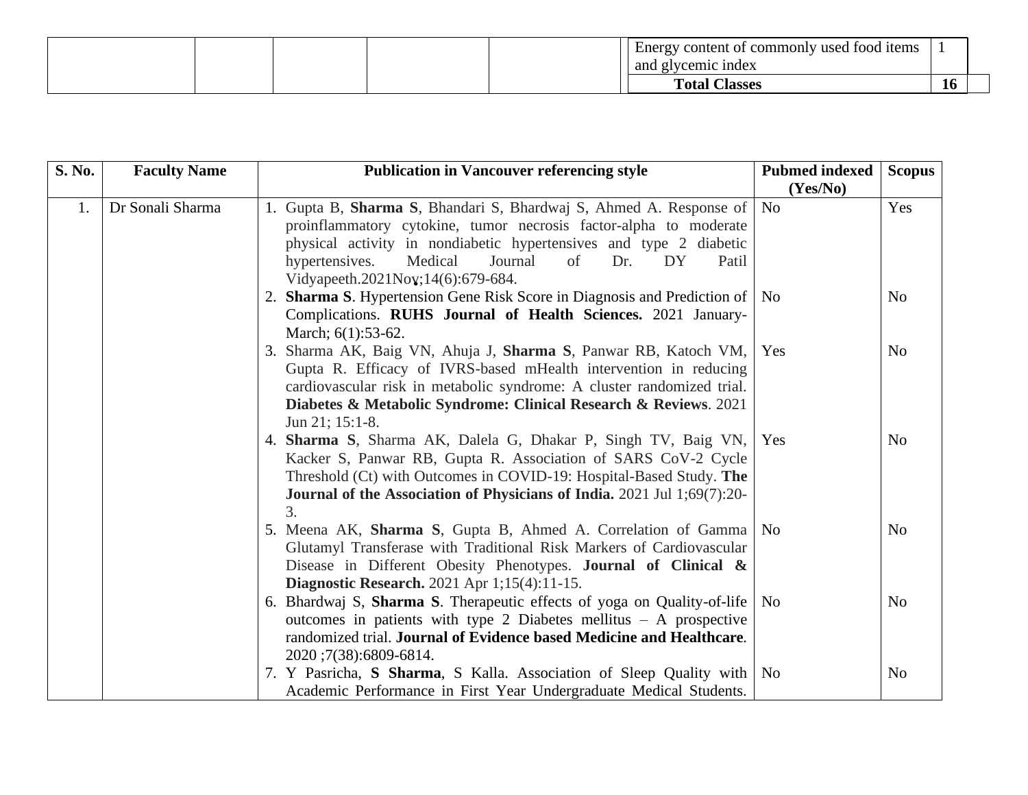| | | | | | Energy content of commonly used food items and glycemic index | 1 |
|---|---|---|---|---|---|---|
| | | | | | **Total Classes** | **16** |

| S. No. | Faculty Name | Publication in Vancouver referencing style | Pubmed indexed (Yes/No) | Scopus |
|---|---|---|---|---|
| 1. | Dr Sonali Sharma | 1. Gupta B, **Sharma S**, Bhandari S, Bhardwaj S, Ahmed A. Response of proinflammatory cytokine, tumor necrosis factor-alpha to moderate physical activity in nondiabetic hypertensives and type 2 diabetic hypertensives. Medical Journal of Dr. DY Patil Vidyapeeth.2021Nov;14(6):679-684. | No | Yes |
| | | 2. **Sharma S**. Hypertension Gene Risk Score in Diagnosis and Prediction of Complications. **RUHS Journal of Health Sciences.** 2021 January-March; 6(1):53-62. | No | No |
| | | 3. Sharma AK, Baig VN, Ahuja J, **Sharma S**, Panwar RB, Katoch VM, Gupta R. Efficacy of IVRS-based mHealth intervention in reducing cardiovascular risk in metabolic syndrome: A cluster randomized trial. **Diabetes & Metabolic Syndrome: Clinical Research & Reviews**. 2021 Jun 21; 15:1-8. | Yes | No |
| | | 4. **Sharma S**, Sharma AK, Dalela G, Dhakar P, Singh TV, Baig VN, Kacker S, Panwar RB, Gupta R. Association of SARS CoV-2 Cycle Threshold (Ct) with Outcomes in COVID-19: Hospital-Based Study. **The Journal of the Association of Physicians of India.** 2021 Jul 1;69(7):20-3. | Yes | No |
| | | 5. Meena AK, **Sharma S**, Gupta B, Ahmed A. Correlation of Gamma Glutamyl Transferase with Traditional Risk Markers of Cardiovascular Disease in Different Obesity Phenotypes. **Journal of Clinical & Diagnostic Research.** 2021 Apr 1;15(4):11-15. | No | No |
| | | 6. Bhardwaj S, **Sharma S**. Therapeutic effects of yoga on Quality-of-life outcomes in patients with type 2 Diabetes mellitus – A prospective randomized trial. **Journal of Evidence based Medicine and Healthcare**. 2020 ;7(38):6809-6814. | No | No |
| | | 7. Y Pasricha, **S Sharma**, S Kalla. Association of Sleep Quality with Academic Performance in First Year Undergraduate Medical Students. | No | No |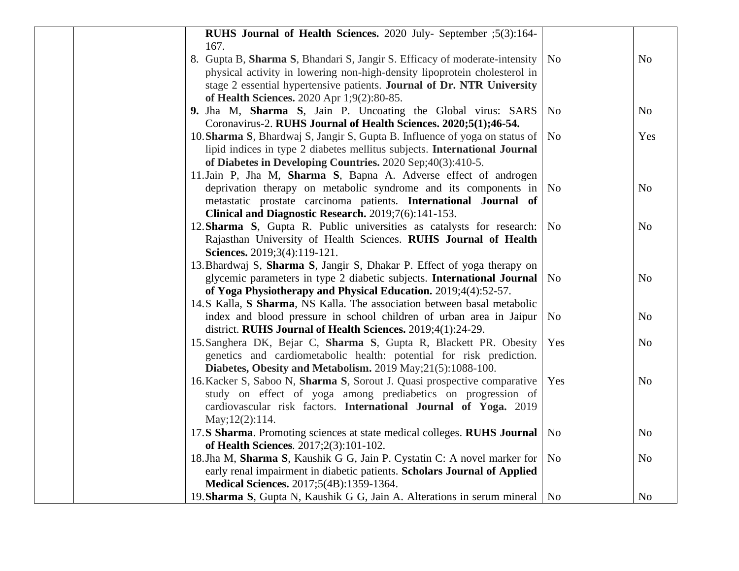| | | Publication | | |
|---|---|---|---|---|
| | | **RUHS Journal of Health Sciences.** 2020 July- September ;5(3):164-167. | | |
| | | 8. Gupta B, **Sharma S**, Bhandari S, Jangir S. Efficacy of moderate-intensity physical activity in lowering non-high-density lipoprotein cholesterol in stage 2 essential hypertensive patients. **Journal of Dr. NTR University of Health Sciences.** 2020 Apr 1;9(2):80-85. | No | No |
| | | **9.** Jha M, **Sharma S**, Jain P. Uncoating the Global virus: SARS Coronavirus-2. **RUHS Journal of Health Sciences. 2020;5(1);46-54.** | No | No |
| | | 10. **Sharma S**, Bhardwaj S, Jangir S, Gupta B. Influence of yoga on status of lipid indices in type 2 diabetes mellitus subjects. **International Journal of Diabetes in Developing Countries.** 2020 Sep;40(3):410-5. | No | Yes |
| | | 11. Jain P, Jha M, **Sharma S**, Bapna A. Adverse effect of androgen deprivation therapy on metabolic syndrome and its components in metastatic prostate carcinoma patients. **International Journal of Clinical and Diagnostic Research.** 2019;7(6):141-153. | No | No |
| | | 12. **Sharma S**, Gupta R. Public universities as catalysts for research: Rajasthan University of Health Sciences. **RUHS Journal of Health Sciences.** 2019;3(4):119-121. | No | No |
| | | 13. Bhardwaj S, **Sharma S**, Jangir S, Dhakar P. Effect of yoga therapy on glycemic parameters in type 2 diabetic subjects. **International Journal of Yoga Physiotherapy and Physical Education.** 2019;4(4):52-57. | No | No |
| | | 14. S Kalla, **S Sharma**, NS Kalla. The association between basal metabolic index and blood pressure in school children of urban area in Jaipur district. **RUHS Journal of Health Sciences.** 2019;4(1):24-29. | No | No |
| | | 15. Sanghera DK, Bejar C, **Sharma S**, Gupta R, Blackett PR. Obesity genetics and cardiometabolic health: potential for risk prediction. **Diabetes, Obesity and Metabolism.** 2019 May;21(5):1088-100. | Yes | No |
| | | 16. Kacker S, Saboo N, **Sharma S**, Sorout J. Quasi prospective comparative study on effect of yoga among prediabetics on progression of cardiovascular risk factors. **International Journal of Yoga.** 2019 May;12(2):114. | Yes | No |
| | | 17. **S Sharma**. Promoting sciences at state medical colleges. **RUHS Journal of Health Sciences**. 2017;2(3):101-102. | No | No |
| | | 18. Jha M, **Sharma S**, Kaushik G G, Jain P. Cystatin C: A novel marker for early renal impairment in diabetic patients. **Scholars Journal of Applied Medical Sciences.** 2017;5(4B):1359-1364. | No | No |
| | | 19. **Sharma S**, Gupta N, Kaushik G G, Jain A. Alterations in serum mineral | No | No |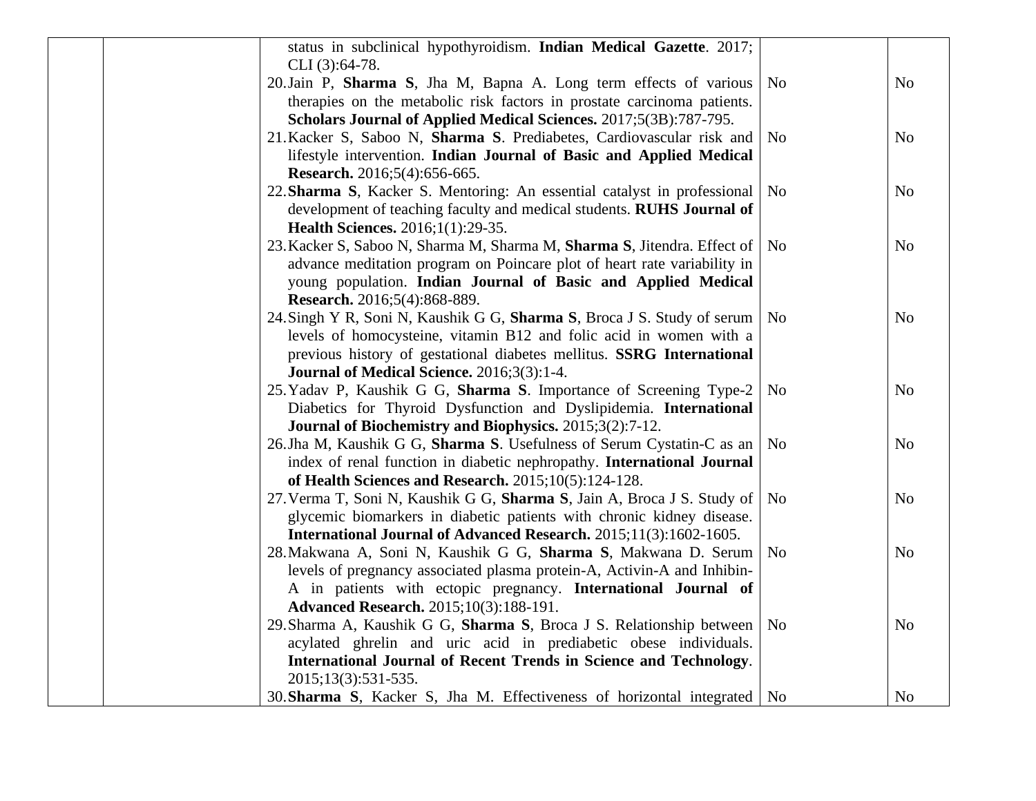|  |  |  |  |  |
|---|---|---|---|---|
|  |  | status in subclinical hypothyroidism. **Indian Medical Gazette**. 2017; CLI (3):64-78. |  |  |
|  |  | 20. Jain P, **Sharma S**, Jha M, Bapna A. Long term effects of various therapies on the metabolic risk factors in prostate carcinoma patients. **Scholars Journal of Applied Medical Sciences.** 2017;5(3B):787-795. | No | No |
|  |  | 21. Kacker S, Saboo N, **Sharma S**. Prediabetes, Cardiovascular risk and lifestyle intervention. **Indian Journal of Basic and Applied Medical Research.** 2016;5(4):656-665. | No | No |
|  |  | 22. **Sharma S**, Kacker S. Mentoring: An essential catalyst in professional development of teaching faculty and medical students. **RUHS Journal of Health Sciences.** 2016;1(1):29-35. | No | No |
|  |  | 23. Kacker S, Saboo N, Sharma M, Sharma M, **Sharma S**, Jitendra. Effect of advance meditation program on Poincare plot of heart rate variability in young population. **Indian Journal of Basic and Applied Medical Research.** 2016;5(4):868-889. | No | No |
|  |  | 24. Singh Y R, Soni N, Kaushik G G, **Sharma S**, Broca J S. Study of serum levels of homocysteine, vitamin B12 and folic acid in women with a previous history of gestational diabetes mellitus. **SSRG International Journal of Medical Science.** 2016;3(3):1-4. | No | No |
|  |  | 25. Yadav P, Kaushik G G, **Sharma S**. Importance of Screening Type-2 Diabetics for Thyroid Dysfunction and Dyslipidemia. **International Journal of Biochemistry and Biophysics.** 2015;3(2):7-12. | No | No |
|  |  | 26. Jha M, Kaushik G G, **Sharma S**. Usefulness of Serum Cystatin-C as an index of renal function in diabetic nephropathy. **International Journal of Health Sciences and Research.** 2015;10(5):124-128. | No | No |
|  |  | 27. Verma T, Soni N, Kaushik G G, **Sharma S**, Jain A, Broca J S. Study of glycemic biomarkers in diabetic patients with chronic kidney disease. **International Journal of Advanced Research.** 2015;11(3):1602-1605. | No | No |
|  |  | 28. Makwana A, Soni N, Kaushik G G, **Sharma S**, Makwana D. Serum levels of pregnancy associated plasma protein-A, Activin-A and Inhibin-A in patients with ectopic pregnancy. **International Journal of Advanced Research.** 2015;10(3):188-191. | No | No |
|  |  | 29. Sharma A, Kaushik G G, **Sharma S**, Broca J S. Relationship between acylated ghrelin and uric acid in prediabetic obese individuals. **International Journal of Recent Trends in Science and Technology**. 2015;13(3):531-535. | No | No |
|  |  | 30. **Sharma S**, Kacker S, Jha M. Effectiveness of horizontal integrated | No | No |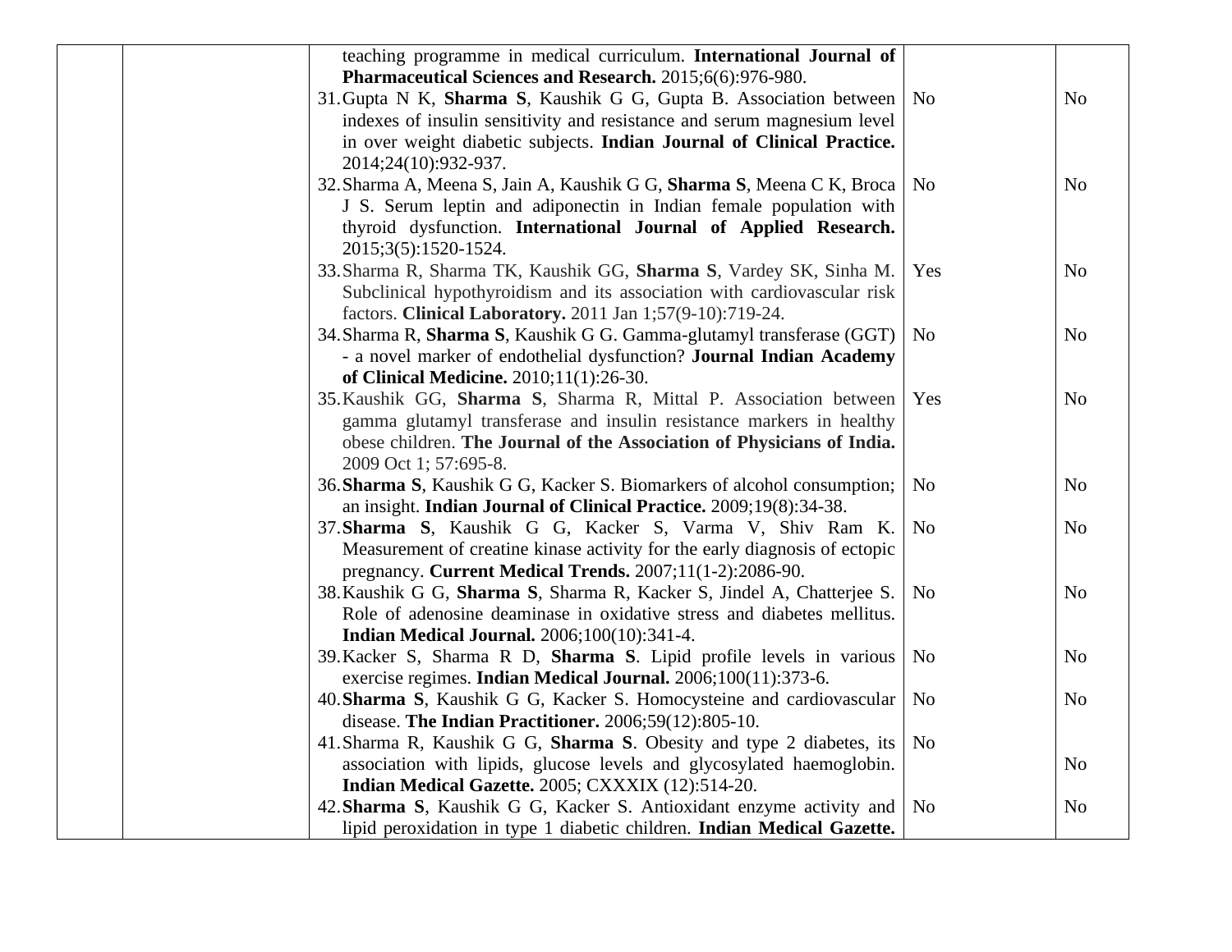| | | | | |
|---|---|---|---|---|
| | | teaching programme in medical curriculum. **International Journal of Pharmaceutical Sciences and Research.** 2015;6(6):976-980. | | |
| | | 31. Gupta N K, **Sharma S**, Kaushik G G, Gupta B. Association between indexes of insulin sensitivity and resistance and serum magnesium level in over weight diabetic subjects. **Indian Journal of Clinical Practice.** 2014;24(10):932-937. | No | No |
| | | 32. Sharma A, Meena S, Jain A, Kaushik G G, **Sharma S**, Meena C K, Broca J S. Serum leptin and adiponectin in Indian female population with thyroid dysfunction. **International Journal of Applied Research.** 2015;3(5):1520-1524. | No | No |
| | | 33. Sharma R, Sharma TK, Kaushik GG, **Sharma S**, Vardey SK, Sinha M. Subclinical hypothyroidism and its association with cardiovascular risk factors. **Clinical Laboratory.** 2011 Jan 1;57(9-10):719-24. | Yes | No |
| | | 34. Sharma R, **Sharma S**, Kaushik G G. Gamma-glutamyl transferase (GGT) - a novel marker of endothelial dysfunction? **Journal Indian Academy of Clinical Medicine.** 2010;11(1):26-30. | No | No |
| | | 35. Kaushik GG, **Sharma S**, Sharma R, Mittal P. Association between gamma glutamyl transferase and insulin resistance markers in healthy obese children. **The Journal of the Association of Physicians of India.** 2009 Oct 1; 57:695-8. | Yes | No |
| | | 36. **Sharma S**, Kaushik G G, Kacker S. Biomarkers of alcohol consumption; an insight. **Indian Journal of Clinical Practice.** 2009;19(8):34-38. | No | No |
| | | 37. **Sharma S**, Kaushik G G, Kacker S, Varma V, Shiv Ram K. Measurement of creatine kinase activity for the early diagnosis of ectopic pregnancy. **Current Medical Trends.** 2007;11(1-2):2086-90. | No | No |
| | | 38. Kaushik G G, **Sharma S**, Sharma R, Kacker S, Jindel A, Chatterjee S. Role of adenosine deaminase in oxidative stress and diabetes mellitus. **Indian Medical Journal.** 2006;100(10):341-4. | No | No |
| | | 39. Kacker S, Sharma R D, **Sharma S**. Lipid profile levels in various exercise regimes. **Indian Medical Journal.** 2006;100(11):373-6. | No | No |
| | | 40. **Sharma S**, Kaushik G G, Kacker S. Homocysteine and cardiovascular disease. **The Indian Practitioner.** 2006;59(12):805-10. | No | No |
| | | 41. Sharma R, Kaushik G G, **Sharma S**. Obesity and type 2 diabetes, its association with lipids, glucose levels and glycosylated haemoglobin. **Indian Medical Gazette.** 2005; CXXXIX (12):514-20. | No | No |
| | | 42. **Sharma S**, Kaushik G G, Kacker S. Antioxidant enzyme activity and lipid peroxidation in type 1 diabetic children. **Indian Medical Gazette.** | No | No |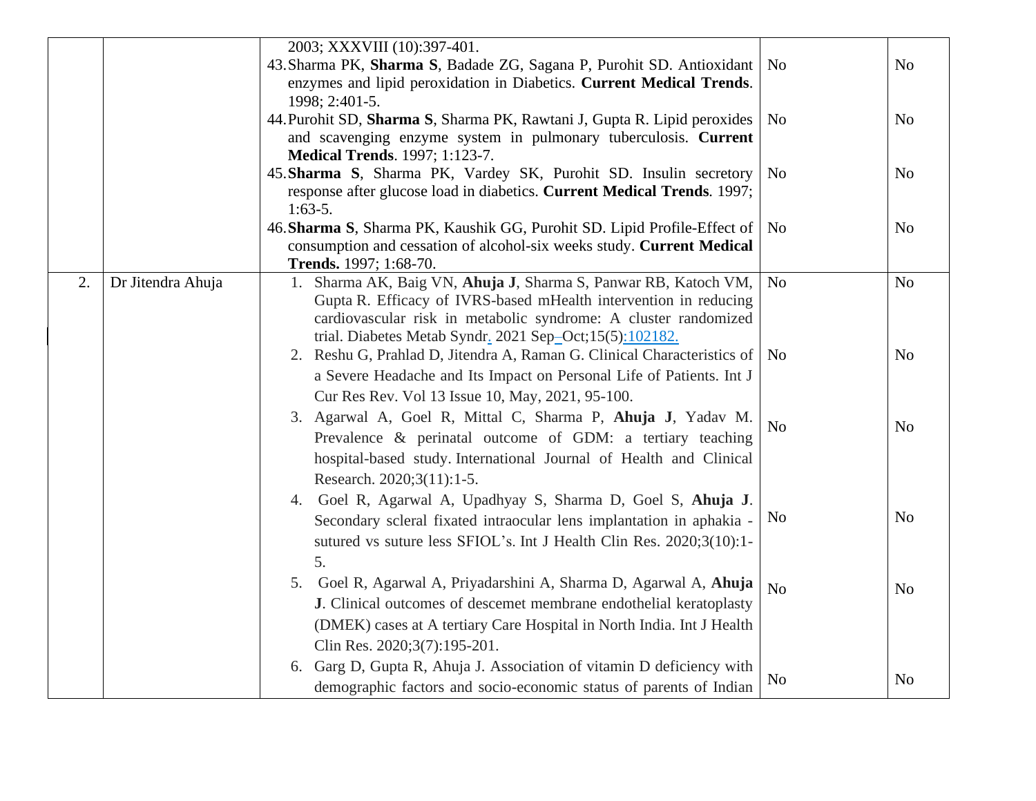|  |  |  |  |  |
|---|---|---|---|---|
|  |  | 2003; XXXVIII (10):397-401. |  |  |
|  |  | 43. Sharma PK, **Sharma S**, Badade ZG, Sagana P, Purohit SD. Antioxidant enzymes and lipid peroxidation in Diabetics. **Current Medical Trends**. 1998; 2:401-5. | No | No |
|  |  | 44. Purohit SD, **Sharma S**, Sharma PK, Rawtani J, Gupta R. Lipid peroxides and scavenging enzyme system in pulmonary tuberculosis. **Current Medical Trends**. 1997; 1:123-7. | No | No |
|  |  | 45. **Sharma S**, Sharma PK, Vardey SK, Purohit SD. Insulin secretory response after glucose load in diabetics. **Current Medical Trends**. 1997; 1:63-5. | No | No |
|  |  | 46. **Sharma S**, Sharma PK, Kaushik GG, Purohit SD. Lipid Profile-Effect of consumption and cessation of alcohol-six weeks study. **Current Medical Trends.** 1997; 1:68-70. | No | No |
| 2. | Dr Jitendra Ahuja | 1. Sharma AK, Baig VN, **Ahuja J**, Sharma S, Panwar RB, Katoch VM, Gupta R. Efficacy of IVRS-based mHealth intervention in reducing cardiovascular risk in metabolic syndrome: A cluster randomized trial. Diabetes Metab Syndr. 2021 Sep–Oct;15(5):102182. | No | No |
|  |  | 2. Reshu G, Prahlad D, Jitendra A, Raman G. Clinical Characteristics of a Severe Headache and Its Impact on Personal Life of Patients. Int J Cur Res Rev. Vol 13 Issue 10, May, 2021, 95-100. | No | No |
|  |  | 3. Agarwal A, Goel R, Mittal C, Sharma P, **Ahuja J**, Yadav M. Prevalence & perinatal outcome of GDM: a tertiary teaching hospital-based study. International Journal of Health and Clinical Research. 2020;3(11):1-5. | No | No |
|  |  | 4. Goel R, Agarwal A, Upadhyay S, Sharma D, Goel S, **Ahuja J**. Secondary scleral fixated intraocular lens implantation in aphakia - sutured vs suture less SFIOL's. Int J Health Clin Res. 2020;3(10):1-5. | No | No |
|  |  | 5. Goel R, Agarwal A, Priyadarshini A, Sharma D, Agarwal A, **Ahuja J**. Clinical outcomes of descemet membrane endothelial keratoplasty (DMEK) cases at A tertiary Care Hospital in North India. Int J Health Clin Res. 2020;3(7):195-201. | No | No |
|  |  | 6. Garg D, Gupta R, Ahuja J. Association of vitamin D deficiency with demographic factors and socio-economic status of parents of Indian | No | No |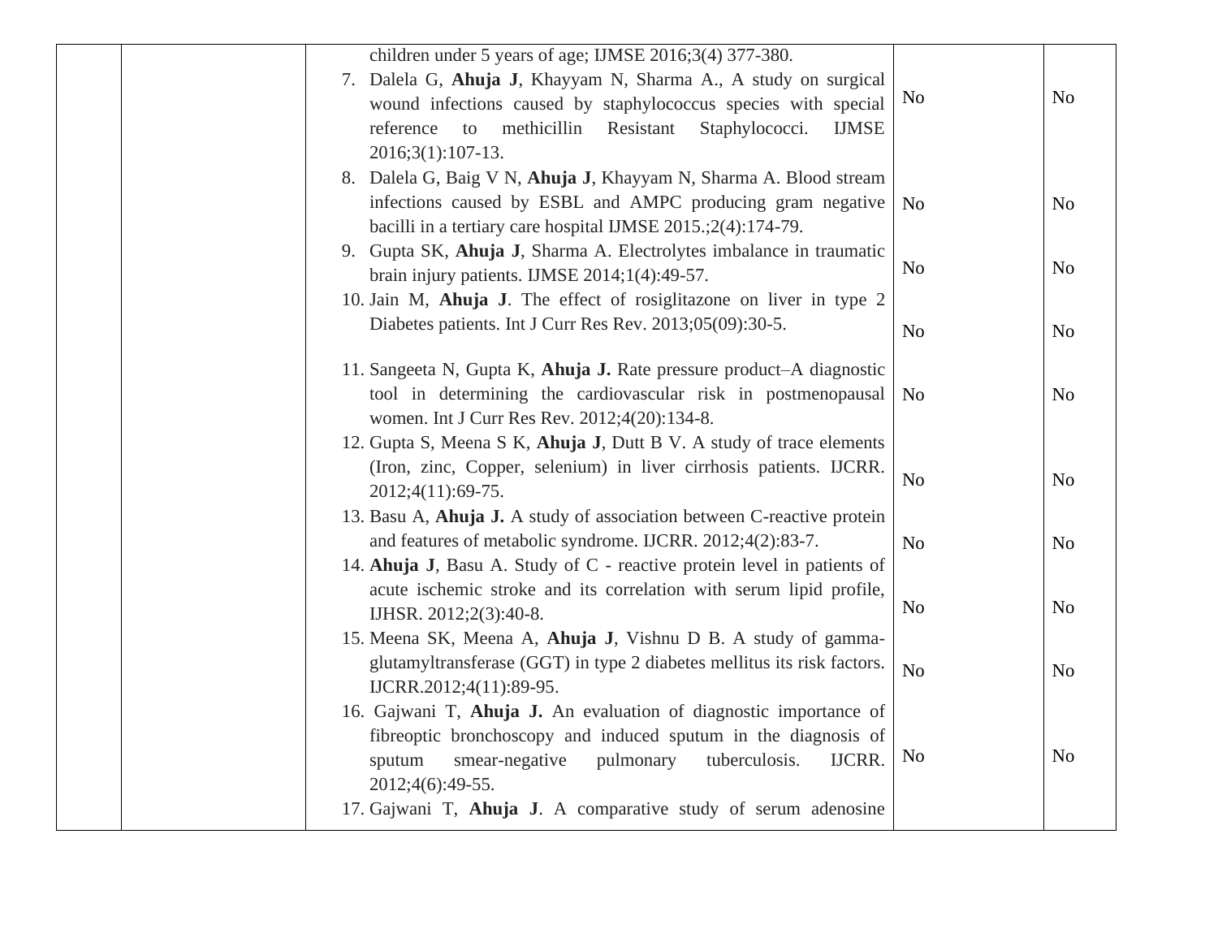| | | | | |
|---|---|---|---|---|
| | | children under 5 years of age; IJMSE 2016;3(4) 377-380. | | |
| | | 7. Dalela G, **Ahuja J**, Khayyam N, Sharma A., A study on surgical wound infections caused by staphylococcus species with special reference to methicillin Resistant Staphylococci. IJMSE 2016;3(1):107-13. | No | No |
| | | 8. Dalela G, Baig V N, **Ahuja J**, Khayyam N, Sharma A. Blood stream infections caused by ESBL and AMPC producing gram negative bacilli in a tertiary care hospital IJMSE 2015.;2(4):174-79. | No | No |
| | | 9. Gupta SK, **Ahuja J**, Sharma A. Electrolytes imbalance in traumatic brain injury patients. IJMSE 2014;1(4):49-57. | No | No |
| | | 10. Jain M, **Ahuja J**. The effect of rosiglitazone on liver in type 2 Diabetes patients. Int J Curr Res Rev. 2013;05(09):30-5. | No | No |
| | | 11. Sangeeta N, Gupta K, **Ahuja J.** Rate pressure product–A diagnostic tool in determining the cardiovascular risk in postmenopausal women. Int J Curr Res Rev. 2012;4(20):134-8. | No | No |
| | | 12. Gupta S, Meena S K, **Ahuja J**, Dutt B V. A study of trace elements (Iron, zinc, Copper, selenium) in liver cirrhosis patients. IJCRR. 2012;4(11):69-75. | No | No |
| | | 13. Basu A, **Ahuja J.** A study of association between C-reactive protein and features of metabolic syndrome. IJCRR. 2012;4(2):83-7. | No | No |
| | | 14. **Ahuja J**, Basu A. Study of C - reactive protein level in patients of acute ischemic stroke and its correlation with serum lipid profile, IJHSR. 2012;2(3):40-8. | No | No |
| | | 15. Meena SK, Meena A, **Ahuja J**, Vishnu D B. A study of gamma-glutamyltransferase (GGT) in type 2 diabetes mellitus its risk factors. IJCRR.2012;4(11):89-95. | No | No |
| | | 16. Gajwani T, **Ahuja J.** An evaluation of diagnostic importance of fibreoptic bronchoscopy and induced sputum in the diagnosis of sputum smear-negative pulmonary tuberculosis. IJCRR. 2012;4(6):49-55. | No | No |
| | | 17. Gajwani T, **Ahuja J**. A comparative study of serum adenosine | | |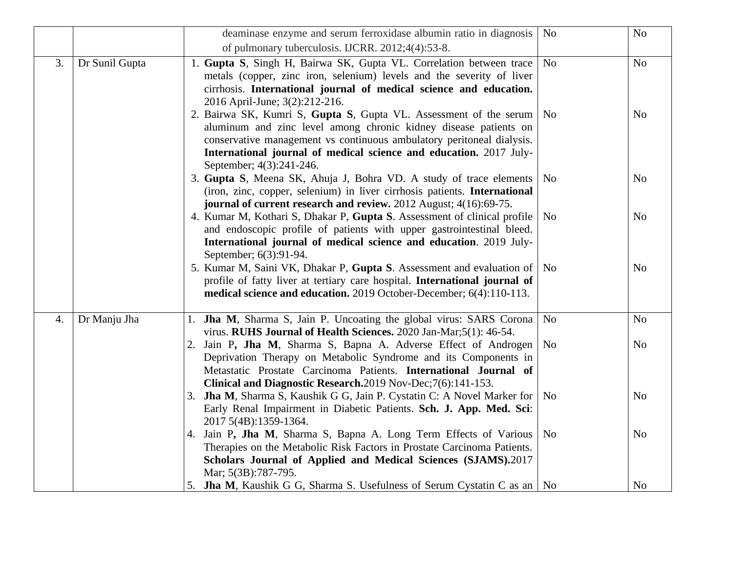| | | | | |
|---|---|---|---|---|
| | | deaminase enzyme and serum ferroxidase albumin ratio in diagnosis of pulmonary tuberculosis. IJCRR. 2012;4(4):53-8. | No | No |
| 3. | Dr Sunil Gupta | 1. **Gupta S**, Singh H, Bairwa SK, Gupta VL. Correlation between trace metals (copper, zinc iron, selenium) levels and the severity of liver cirrhosis. **International journal of medical science and education.** 2016 April-June; 3(2):212-216. | No | No |
| | | 2. Bairwa SK, Kumri S, **Gupta S**, Gupta VL. Assessment of the serum aluminum and zinc level among chronic kidney disease patients on conservative management vs continuous ambulatory peritoneal dialysis. **International journal of medical science and education.** 2017 July-September; 4(3):241-246. | No | No |
| | | 3. **Gupta S**, Meena SK, Ahuja J, Bohra VD. A study of trace elements (iron, zinc, copper, selenium) in liver cirrhosis patients. **International journal of current research and review.** 2012 August; 4(16):69-75. | No | No |
| | | 4. Kumar M, Kothari S, Dhakar P, **Gupta S**. Assessment of clinical profile and endoscopic profile of patients with upper gastrointestinal bleed. **International journal of medical science and education**. 2019 July-September; 6(3):91-94. | No | No |
| | | 5. Kumar M, Saini VK, Dhakar P, **Gupta S**. Assessment and evaluation of profile of fatty liver at tertiary care hospital. **International journal of medical science and education.** 2019 October-December; 6(4):110-113. | No | No |
| 4. | Dr Manju Jha | 1. **Jha M**, Sharma S, Jain P. Uncoating the global virus: SARS Corona virus. **RUHS Journal of Health Sciences.** 2020 Jan-Mar;5(1): 46-54. | No | No |
| | | 2. Jain P**, Jha M**, Sharma S, Bapna A. Adverse Effect of Androgen Deprivation Therapy on Metabolic Syndrome and its Components in Metastatic Prostate Carcinoma Patients. **International Journal of Clinical and Diagnostic Research.**2019 Nov-Dec;7(6):141-153. | No | No |
| | | 3. **Jha M**, Sharma S, Kaushik G G, Jain P. Cystatin C: A Novel Marker for Early Renal Impairment in Diabetic Patients. **Sch. J. App. Med. Sci**: 2017 5(4B):1359-1364. | No | No |
| | | 4. Jain P**, Jha M**, Sharma S, Bapna A. Long Term Effects of Various Therapies on the Metabolic Risk Factors in Prostate Carcinoma Patients. **Scholars Journal of Applied and Medical Sciences (SJAMS).**2017 Mar; 5(3B):787-795. | No | No |
| | | 5. **Jha M**, Kaushik G G, Sharma S. Usefulness of Serum Cystatin C as an | No | No |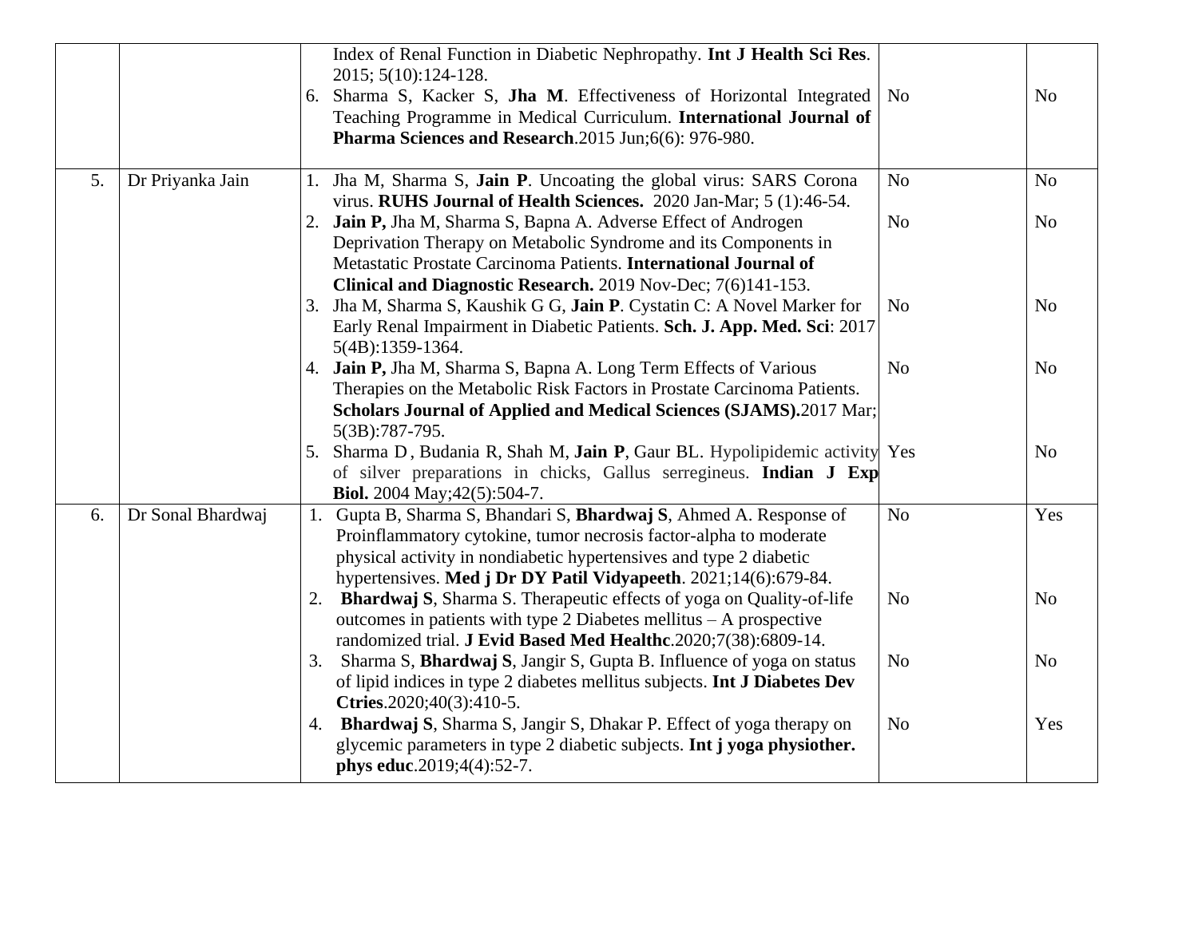| | | | | |
|---|---|---|---|---|
| | | Index of Renal Function in Diabetic Nephropathy. **Int J Health Sci Res**. 2015; 5(10):124-128.<br>6. Sharma S, Kacker S, **Jha M**. Effectiveness of Horizontal Integrated Teaching Programme in Medical Curriculum. **International Journal of Pharma Sciences and Research**.2015 Jun;6(6): 976-980. | No | No |
| 5. | Dr Priyanka Jain | 1. Jha M, Sharma S, **Jain P**. Uncoating the global virus: SARS Corona virus. **RUHS Journal of Health Sciences.** 2020 Jan-Mar; 5 (1):46-54.<br>2. **Jain P,** Jha M, Sharma S, Bapna A. Adverse Effect of Androgen Deprivation Therapy on Metabolic Syndrome and its Components in Metastatic Prostate Carcinoma Patients. **International Journal of Clinical and Diagnostic Research.** 2019 Nov-Dec; 7(6)141-153.<br>3. Jha M, Sharma S, Kaushik G G, **Jain P**. Cystatin C: A Novel Marker for Early Renal Impairment in Diabetic Patients. **Sch. J. App. Med. Sci**: 2017 5(4B):1359-1364.<br>4. **Jain P,** Jha M, Sharma S, Bapna A. Long Term Effects of Various Therapies on the Metabolic Risk Factors in Prostate Carcinoma Patients. **Scholars Journal of Applied and Medical Sciences (SJAMS).**2017 Mar; 5(3B):787-795.<br>5. Sharma D , Budania R, Shah M, **Jain P**, Gaur BL. Hypolipidemic activity of silver preparations in chicks, Gallus serregineus. **Indian J Exp Biol.** 2004 May;42(5):504-7. | No<br><br>No<br><br><br><br>No<br><br><br>No<br><br><br><br>Yes | No<br><br>No<br><br><br><br>No<br><br><br>No<br><br><br><br>No |
| 6. | Dr Sonal Bhardwaj | 1. Gupta B, Sharma S, Bhandari S, **Bhardwaj S**, Ahmed A. Response of Proinflammatory cytokine, tumor necrosis factor-alpha to moderate physical activity in nondiabetic hypertensives and type 2 diabetic hypertensives. **Med j Dr DY Patil Vidyapeeth**. 2021;14(6):679-84.<br>2. **Bhardwaj S**, Sharma S. Therapeutic effects of yoga on Quality-of-life outcomes in patients with type 2 Diabetes mellitus – A prospective randomized trial. **J Evid Based Med Healthc**.2020;7(38):6809-14.<br>3. Sharma S, **Bhardwaj S**, Jangir S, Gupta B. Influence of yoga on status of lipid indices in type 2 diabetes mellitus subjects. **Int J Diabetes Dev Ctries**.2020;40(3):410-5.<br>4. **Bhardwaj S**, Sharma S, Jangir S, Dhakar P. Effect of yoga therapy on glycemic parameters in type 2 diabetic subjects. **Int j yoga physiother. phys educ**.2019;4(4):52-7. | No<br><br><br><br>No<br><br><br>No<br><br><br>No | Yes<br><br><br><br>No<br><br><br>No<br><br><br>Yes |